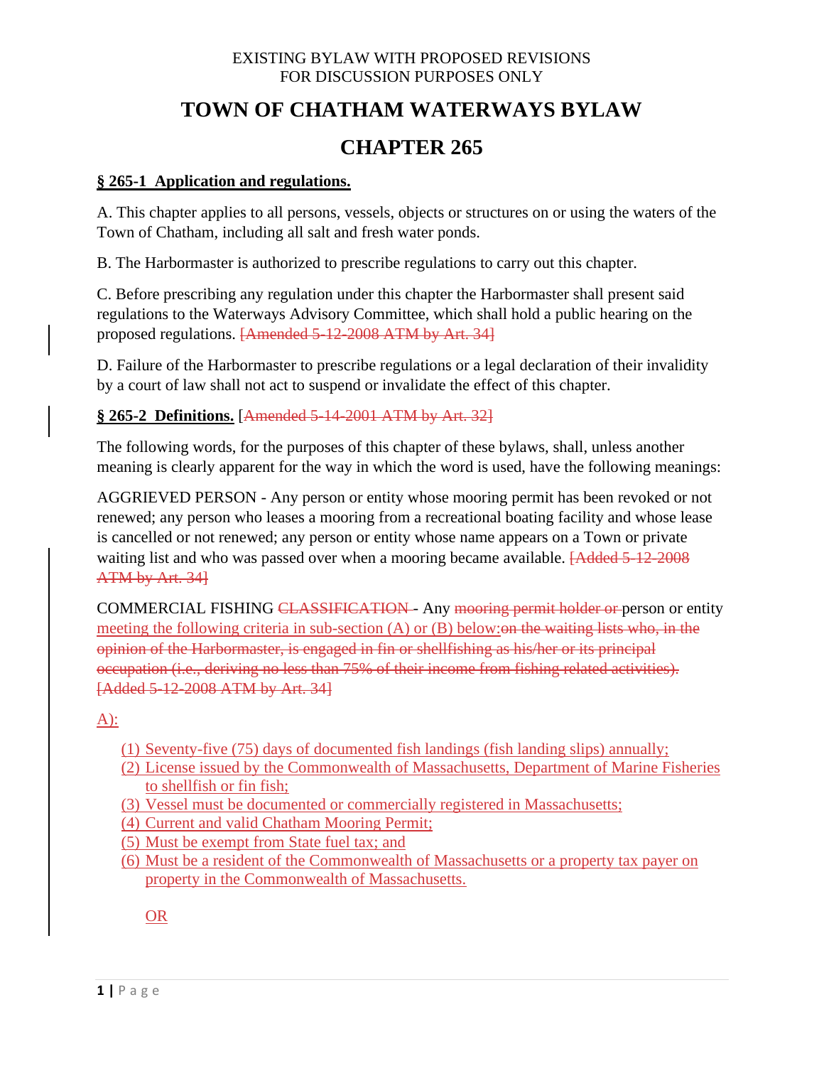EXISTING BYLAW WITH PROPOSED REVISIONS
FOR DISCUSSION PURPOSES ONLY

# TOWN OF CHATHAM WATERWAYS BYLAW

# CHAPTER 265

## § 265-1 Application and regulations.

A. This chapter applies to all persons, vessels, objects or structures on or using the waters of the Town of Chatham, including all salt and fresh water ponds.

B. The Harbormaster is authorized to prescribe regulations to carry out this chapter.

C. Before prescribing any regulation under this chapter the Harbormaster shall present said regulations to the Waterways Advisory Committee, which shall hold a public hearing on the proposed regulations. ~~[Amended 5-12-2008 ATM by Art. 34]~~

D. Failure of the Harbormaster to prescribe regulations or a legal declaration of their invalidity by a court of law shall not act to suspend or invalidate the effect of this chapter.

## § 265-2 Definitions. [~~Amended 5-14-2001 ATM by Art. 32]~~

The following words, for the purposes of this chapter of these bylaws, shall, unless another meaning is clearly apparent for the way in which the word is used, have the following meanings:

AGGRIEVED PERSON - Any person or entity whose mooring permit has been revoked or not renewed; any person who leases a mooring from a recreational boating facility and whose lease is cancelled or not renewed; any person or entity whose name appears on a Town or private waiting list and who was passed over when a mooring became available. ~~[Added 5-12-2008 ATM by Art. 34]~~

COMMERCIAL FISHING ~~CLASSIFICATION~~ - Any ~~mooring permit holder or~~ person or entity <u>meeting the following criteria in sub-section (A) or (B) below:</u>~~on the waiting lists who, in the opinion of the Harbormaster, is engaged in fin or shellfishing as his/her or its principal occupation (i.e., deriving no less than 75% of their income from fishing related activities). [Added 5-12-2008 ATM by Art. 34]~~

<u>A):</u>

<u>(1) Seventy-five (75) days of documented fish landings (fish landing slips) annually;</u>
<u>(2) License issued by the Commonwealth of Massachusetts, Department of Marine Fisheries to shellfish or fin fish;</u>
<u>(3) Vessel must be documented or commercially registered in Massachusetts;</u>
<u>(4) Current and valid Chatham Mooring Permit;</u>
<u>(5) Must be exempt from State fuel tax; and</u>
<u>(6) Must be a resident of the Commonwealth of Massachusetts or a property tax payer on property in the Commonwealth of Massachusetts.</u>

<u>OR</u>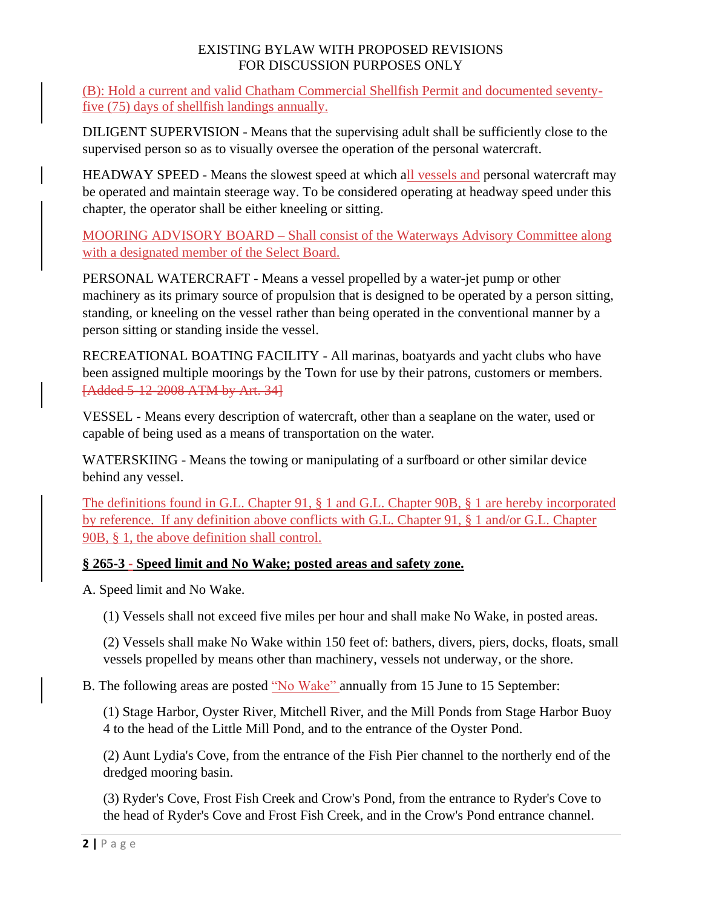EXISTING BYLAW WITH PROPOSED REVISIONS
FOR DISCUSSION PURPOSES ONLY

(B): Hold a current and valid Chatham Commercial Shellfish Permit and documented seventy-five (75) days of shellfish landings annually.

DILIGENT SUPERVISION - Means that the supervising adult shall be sufficiently close to the supervised person so as to visually oversee the operation of the personal watercraft.

HEADWAY SPEED - Means the slowest speed at which all vessels and personal watercraft may be operated and maintain steerage way. To be considered operating at headway speed under this chapter, the operator shall be either kneeling or sitting.

MOORING ADVISORY BOARD – Shall consist of the Waterways Advisory Committee along with a designated member of the Select Board.

PERSONAL WATERCRAFT - Means a vessel propelled by a water-jet pump or other machinery as its primary source of propulsion that is designed to be operated by a person sitting, standing, or kneeling on the vessel rather than being operated in the conventional manner by a person sitting or standing inside the vessel.

RECREATIONAL BOATING FACILITY - All marinas, boatyards and yacht clubs who have been assigned multiple moorings by the Town for use by their patrons, customers or members. ~~[Added 5-12-2008 ATM by Art. 34]~~

VESSEL - Means every description of watercraft, other than a seaplane on the water, used or capable of being used as a means of transportation on the water.

WATERSKIING - Means the towing or manipulating of a surfboard or other similar device behind any vessel.

The definitions found in G.L. Chapter 91, § 1 and G.L. Chapter 90B, § 1 are hereby incorporated by reference. If any definition above conflicts with G.L. Chapter 91, § 1 and/or G.L. Chapter 90B, § 1, the above definition shall control.

**§ 265-3 - Speed limit and No Wake; posted areas and safety zone.**

A. Speed limit and No Wake.

(1) Vessels shall not exceed five miles per hour and shall make No Wake, in posted areas.

(2) Vessels shall make No Wake within 150 feet of: bathers, divers, piers, docks, floats, small vessels propelled by means other than machinery, vessels not underway, or the shore.

B. The following areas are posted "No Wake" annually from 15 June to 15 September:

(1) Stage Harbor, Oyster River, Mitchell River, and the Mill Ponds from Stage Harbor Buoy 4 to the head of the Little Mill Pond, and to the entrance of the Oyster Pond.

(2) Aunt Lydia's Cove, from the entrance of the Fish Pier channel to the northerly end of the dredged mooring basin.

(3) Ryder's Cove, Frost Fish Creek and Crow's Pond, from the entrance to Ryder's Cove to the head of Ryder's Cove and Frost Fish Creek, and in the Crow's Pond entrance channel.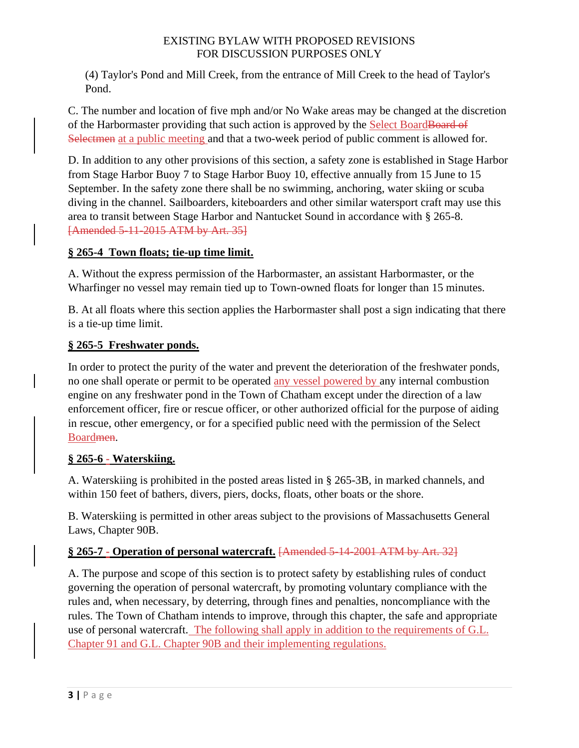(4) Taylor's Pond and Mill Creek, from the entrance of Mill Creek to the head of Taylor's Pond.

C. The number and location of five mph and/or No Wake areas may be changed at the discretion of the Harbormaster providing that such action is approved by the Select Board~~Board of Selectmen~~ at a public meeting and that a two-week period of public comment is allowed for.

D. In addition to any other provisions of this section, a safety zone is established in Stage Harbor from Stage Harbor Buoy 7 to Stage Harbor Buoy 10, effective annually from 15 June to 15 September. In the safety zone there shall be no swimming, anchoring, water skiing or scuba diving in the channel. Sailboarders, kiteboarders and other similar watersport craft may use this area to transit between Stage Harbor and Nantucket Sound in accordance with § 265-8. ~~[Amended 5-11-2015 ATM by Art. 35]~~

**§ 265-4 Town floats; tie-up time limit.**

A. Without the express permission of the Harbormaster, an assistant Harbormaster, or the Wharfinger no vessel may remain tied up to Town-owned floats for longer than 15 minutes.

B. At all floats where this section applies the Harbormaster shall post a sign indicating that there is a tie-up time limit.

**§ 265-5 Freshwater ponds.**

In order to protect the purity of the water and prevent the deterioration of the freshwater ponds, no one shall operate or permit to be operated any vessel powered by any internal combustion engine on any freshwater pond in the Town of Chatham except under the direction of a law enforcement officer, fire or rescue officer, or other authorized official for the purpose of aiding in rescue, other emergency, or for a specified public need with the permission of the Select Board~~men~~.

**§ 265-6 - Waterskiing.**

A. Waterskiing is prohibited in the posted areas listed in § 265-3B, in marked channels, and within 150 feet of bathers, divers, piers, docks, floats, other boats or the shore.

B. Waterskiing is permitted in other areas subject to the provisions of Massachusetts General Laws, Chapter 90B.

**§ 265-7 - Operation of personal watercraft.** ~~[Amended 5-14-2001 ATM by Art. 32]~~

A. The purpose and scope of this section is to protect safety by establishing rules of conduct governing the operation of personal watercraft, by promoting voluntary compliance with the rules and, when necessary, by deterring, through fines and penalties, noncompliance with the rules. The Town of Chatham intends to improve, through this chapter, the safe and appropriate use of personal watercraft. The following shall apply in addition to the requirements of G.L. Chapter 91 and G.L. Chapter 90B and their implementing regulations.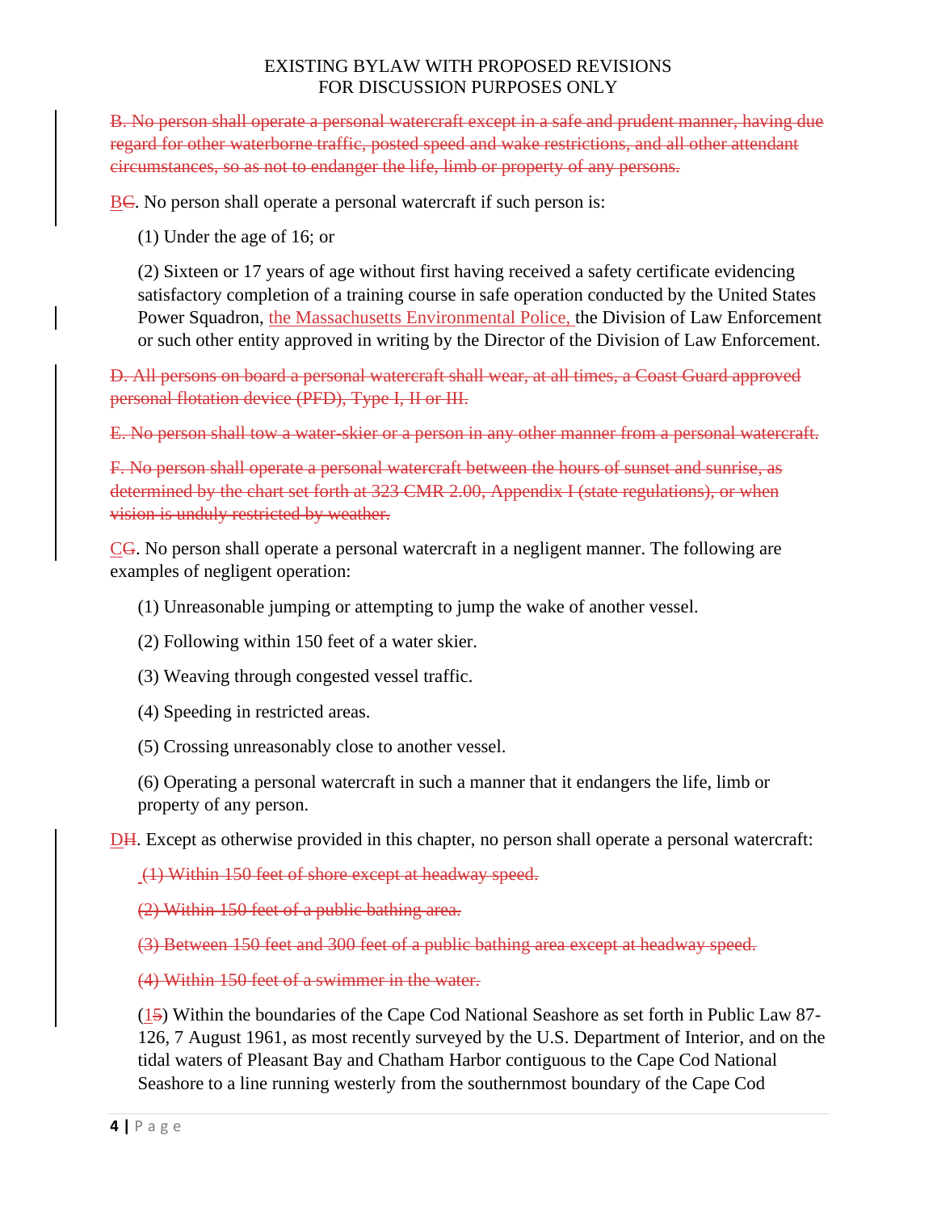~~B. No person shall operate a personal watercraft except in a safe and prudent manner, having due regard for other waterborne traffic, posted speed and wake restrictions, and all other attendant circumstances, so as not to endanger the life, limb or property of any persons.~~

B~~C~~. No person shall operate a personal watercraft if such person is:

(1) Under the age of 16; or

(2) Sixteen or 17 years of age without first having received a safety certificate evidencing satisfactory completion of a training course in safe operation conducted by the United States Power Squadron, the Massachusetts Environmental Police, the Division of Law Enforcement or such other entity approved in writing by the Director of the Division of Law Enforcement.

~~D. All persons on board a personal watercraft shall wear, at all times, a Coast Guard approved personal flotation device (PFD), Type I, II or III.~~

~~E. No person shall tow a water-skier or a person in any other manner from a personal watercraft.~~

~~F. No person shall operate a personal watercraft between the hours of sunset and sunrise, as determined by the chart set forth at 323 CMR 2.00, Appendix I (state regulations), or when vision is unduly restricted by weather.~~

C~~G~~. No person shall operate a personal watercraft in a negligent manner. The following are examples of negligent operation:

(1) Unreasonable jumping or attempting to jump the wake of another vessel.

(2) Following within 150 feet of a water skier.

(3) Weaving through congested vessel traffic.

(4) Speeding in restricted areas.

(5) Crossing unreasonably close to another vessel.

(6) Operating a personal watercraft in such a manner that it endangers the life, limb or property of any person.

D~~H~~. Except as otherwise provided in this chapter, no person shall operate a personal watercraft:

~~(1) Within 150 feet of shore except at headway speed.~~

~~(2) Within 150 feet of a public bathing area.~~

~~(3) Between 150 feet and 300 feet of a public bathing area except at headway speed.~~

~~(4) Within 150 feet of a swimmer in the water.~~

(1~~5~~) Within the boundaries of the Cape Cod National Seashore as set forth in Public Law 87-126, 7 August 1961, as most recently surveyed by the U.S. Department of Interior, and on the tidal waters of Pleasant Bay and Chatham Harbor contiguous to the Cape Cod National Seashore to a line running westerly from the southernmost boundary of the Cape Cod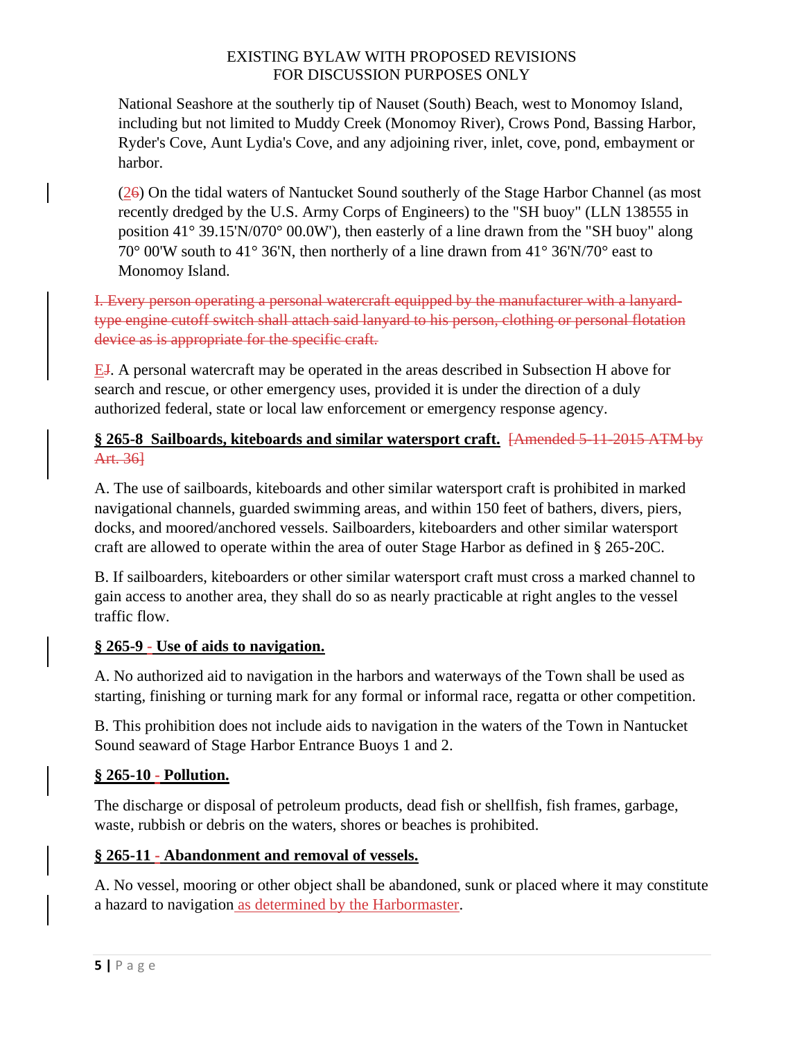National Seashore at the southerly tip of Nauset (South) Beach, west to Monomoy Island, including but not limited to Muddy Creek (Monomoy River), Crows Pond, Bassing Harbor, Ryder's Cove, Aunt Lydia's Cove, and any adjoining river, inlet, cove, pond, embayment or harbor.

(~~6~~2) On the tidal waters of Nantucket Sound southerly of the Stage Harbor Channel (as most recently dredged by the U.S. Army Corps of Engineers) to the "SH buoy" (LLN 138555 in position 41° 39.15'N/070° 00.0W'), then easterly of a line drawn from the "SH buoy" along 70° 00'W south to 41° 36'N, then northerly of a line drawn from 41° 36'N/70° east to Monomoy Island.

~~I. Every person operating a personal watercraft equipped by the manufacturer with a lanyard-type engine cutoff switch shall attach said lanyard to his person, clothing or personal flotation device as is appropriate for the specific craft.~~

~~J~~E. A personal watercraft may be operated in the areas described in Subsection H above for search and rescue, or other emergency uses, provided it is under the direction of a duly authorized federal, state or local law enforcement or emergency response agency.

**§ 265-8 Sailboards, kiteboards and similar watersport craft.** ~~[Amended 5-11-2015 ATM by Art. 36]~~

A. The use of sailboards, kiteboards and other similar watersport craft is prohibited in marked navigational channels, guarded swimming areas, and within 150 feet of bathers, divers, piers, docks, and moored/anchored vessels. Sailboarders, kiteboarders and other similar watersport craft are allowed to operate within the area of outer Stage Harbor as defined in § 265-20C.

B. If sailboarders, kiteboarders or other similar watersport craft must cross a marked channel to gain access to another area, they shall do so as nearly practicable at right angles to the vessel traffic flow.

**§ 265-9 - Use of aids to navigation.**

A. No authorized aid to navigation in the harbors and waterways of the Town shall be used as starting, finishing or turning mark for any formal or informal race, regatta or other competition.

B. This prohibition does not include aids to navigation in the waters of the Town in Nantucket Sound seaward of Stage Harbor Entrance Buoys 1 and 2.

**§ 265-10 - Pollution.**

The discharge or disposal of petroleum products, dead fish or shellfish, fish frames, garbage, waste, rubbish or debris on the waters, shores or beaches is prohibited.

**§ 265-11 - Abandonment and removal of vessels.**

A. No vessel, mooring or other object shall be abandoned, sunk or placed where it may constitute a hazard to navigation as determined by the Harbormaster.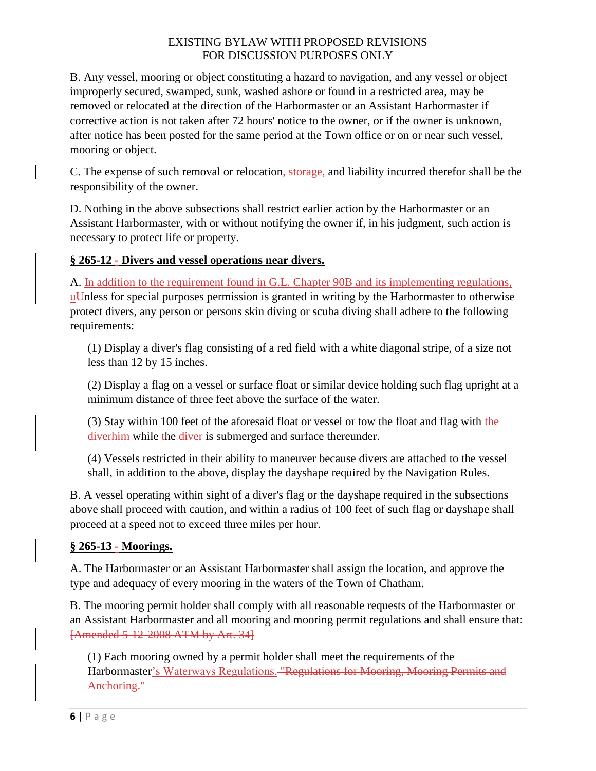EXISTING BYLAW WITH PROPOSED REVISIONS
FOR DISCUSSION PURPOSES ONLY

B. Any vessel, mooring or object constituting a hazard to navigation, and any vessel or object improperly secured, swamped, sunk, washed ashore or found in a restricted area, may be removed or relocated at the direction of the Harbormaster or an Assistant Harbormaster if corrective action is not taken after 72 hours' notice to the owner, or if the owner is unknown, after notice has been posted for the same period at the Town office or on or near such vessel, mooring or object.

C. The expense of such removal or relocation, storage, and liability incurred therefor shall be the responsibility of the owner.

D. Nothing in the above subsections shall restrict earlier action by the Harbormaster or an Assistant Harbormaster, with or without notifying the owner if, in his judgment, such action is necessary to protect life or property.

**§ 265-12 - Divers and vessel operations near divers.**

A. In addition to the requirement found in G.L. Chapter 90B and its implementing regulations, uUnless for special purposes permission is granted in writing by the Harbormaster to otherwise protect divers, any person or persons skin diving or scuba diving shall adhere to the following requirements:

(1) Display a diver's flag consisting of a red field with a white diagonal stripe, of a size not less than 12 by 15 inches.

(2) Display a flag on a vessel or surface float or similar device holding such flag upright at a minimum distance of three feet above the surface of the water.

(3) Stay within 100 feet of the aforesaid float or vessel or tow the float and flag with the diver~~him~~ while the diver is submerged and surface thereunder.

(4) Vessels restricted in their ability to maneuver because divers are attached to the vessel shall, in addition to the above, display the dayshape required by the Navigation Rules.

B. A vessel operating within sight of a diver's flag or the dayshape required in the subsections above shall proceed with caution, and within a radius of 100 feet of such flag or dayshape shall proceed at a speed not to exceed three miles per hour.

**§ 265-13 - Moorings.**

A. The Harbormaster or an Assistant Harbormaster shall assign the location, and approve the type and adequacy of every mooring in the waters of the Town of Chatham.

B. The mooring permit holder shall comply with all reasonable requests of the Harbormaster or an Assistant Harbormaster and all mooring and mooring permit regulations and shall ensure that: ~~[Amended 5-12-2008 ATM by Art. 34]~~

(1) Each mooring owned by a permit holder shall meet the requirements of the Harbormaster's Waterways Regulations. ~~"Regulations for Mooring, Mooring Permits and Anchoring."~~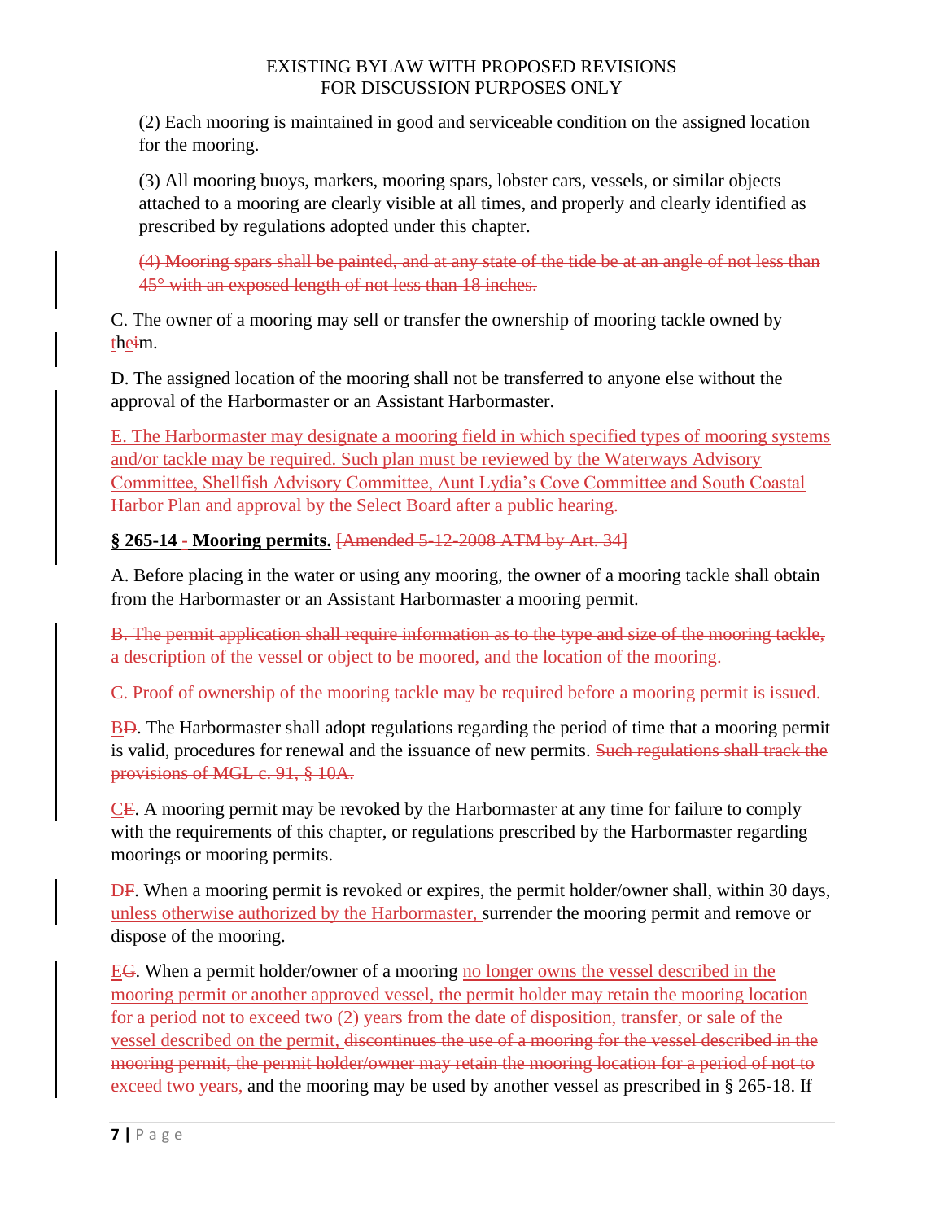(2) Each mooring is maintained in good and serviceable condition on the assigned location for the mooring.

(3) All mooring buoys, markers, mooring spars, lobster cars, vessels, or similar objects attached to a mooring are clearly visible at all times, and properly and clearly identified as prescribed by regulations adopted under this chapter.

~~(4) Mooring spars shall be painted, and at any state of the tide be at an angle of not less than 45° with an exposed length of not less than 18 inches.~~

C. The owner of a mooring may sell or transfer the ownership of mooring tackle owned by <u>t</u>he~~i~~m.

D. The assigned location of the mooring shall not be transferred to anyone else without the approval of the Harbormaster or an Assistant Harbormaster.

<u>E. The Harbormaster may designate a mooring field in which specified types of mooring systems and/or tackle may be required. Such plan must be reviewed by the Waterways Advisory Committee, Shellfish Advisory Committee, Aunt Lydia's Cove Committee and South Coastal Harbor Plan and approval by the Select Board after a public hearing.</u>

**§ 265-14 ~~-~~ Mooring permits.** ~~[Amended 5-12-2008 ATM by Art. 34]~~

A. Before placing in the water or using any mooring, the owner of a mooring tackle shall obtain from the Harbormaster or an Assistant Harbormaster a mooring permit.

~~B. The permit application shall require information as to the type and size of the mooring tackle, a description of the vessel or object to be moored, and the location of the mooring.~~

~~C. Proof of ownership of the mooring tackle may be required before a mooring permit is issued.~~

<u>B</u>~~D~~. The Harbormaster shall adopt regulations regarding the period of time that a mooring permit is valid, procedures for renewal and the issuance of new permits. ~~Such regulations shall track the provisions of MGL c. 91, § 10A.~~

<u>C</u>~~E~~. A mooring permit may be revoked by the Harbormaster at any time for failure to comply with the requirements of this chapter, or regulations prescribed by the Harbormaster regarding moorings or mooring permits.

<u>D</u>~~F~~. When a mooring permit is revoked or expires, the permit holder/owner shall, within 30 days, <u>unless otherwise authorized by the Harbormaster,</u> surrender the mooring permit and remove or dispose of the mooring.

<u>E</u>~~G~~. When a permit holder/owner of a mooring <u>no longer owns the vessel described in the mooring permit or another approved vessel, the permit holder may retain the mooring location for a period not to exceed two (2) years from the date of disposition, transfer, or sale of the vessel described on the permit,</u> ~~discontinues the use of a mooring for the vessel described in the mooring permit, the permit holder/owner may retain the mooring location for a period of not to exceed two years,~~ and the mooring may be used by another vessel as prescribed in § 265-18. If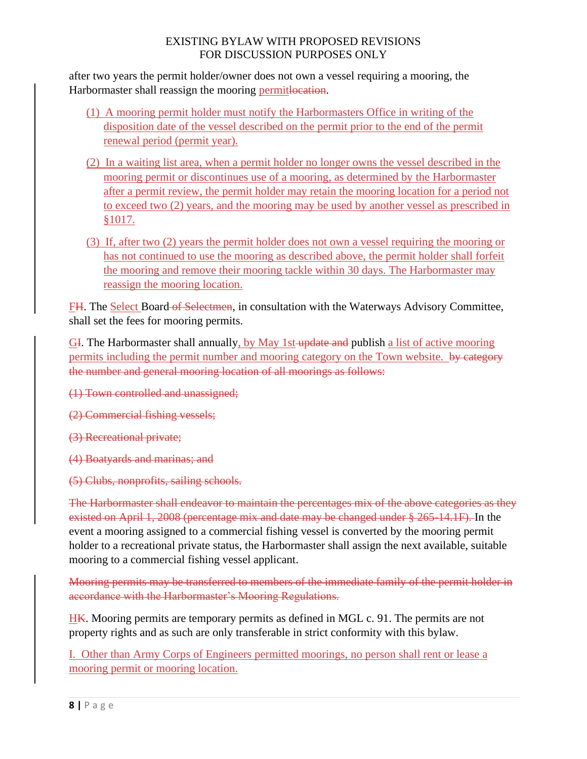after two years the permit holder/owner does not own a vessel requiring a mooring, the Harbormaster shall reassign the mooring permit~~location~~.

(1) A mooring permit holder must notify the Harbormasters Office in writing of the disposition date of the vessel described on the permit prior to the end of the permit renewal period (permit year).

(2) In a waiting list area, when a permit holder no longer owns the vessel described in the mooring permit or discontinues use of a mooring, as determined by the Harbormaster after a permit review, the permit holder may retain the mooring location for a period not to exceed two (2) years, and the mooring may be used by another vessel as prescribed in §1017.

(3) If, after two (2) years the permit holder does not own a vessel requiring the mooring or has not continued to use the mooring as described above, the permit holder shall forfeit the mooring and remove their mooring tackle within 30 days. The Harbormaster may reassign the mooring location.

F~~H~~. The Select Board ~~of Selectmen~~, in consultation with the Waterways Advisory Committee, shall set the fees for mooring permits.

G~~I~~. The Harbormaster shall annually, by May 1st ~~update and~~ publish a list of active mooring permits including the permit number and mooring category on the Town website. ~~by category the number and general mooring location of all moorings as follows:~~

~~(1) Town controlled and unassigned;~~

~~(2) Commercial fishing vessels;~~

~~(3) Recreational private;~~

~~(4) Boatyards and marinas; and~~

~~(5) Clubs, nonprofits, sailing schools.~~

~~The Harbormaster shall endeavor to maintain the percentages mix of the above categories as they existed on April 1, 2008 (percentage mix and date may be changed under § 265-14.1F).~~ In the event a mooring assigned to a commercial fishing vessel is converted by the mooring permit holder to a recreational private status, the Harbormaster shall assign the next available, suitable mooring to a commercial fishing vessel applicant.

~~Mooring permits may be transferred to members of the immediate family of the permit holder in accordance with the Harbormaster's Mooring Regulations.~~

H~~K~~. Mooring permits are temporary permits as defined in MGL c. 91. The permits are not property rights and as such are only transferable in strict conformity with this bylaw.

I. Other than Army Corps of Engineers permitted moorings, no person shall rent or lease a mooring permit or mooring location.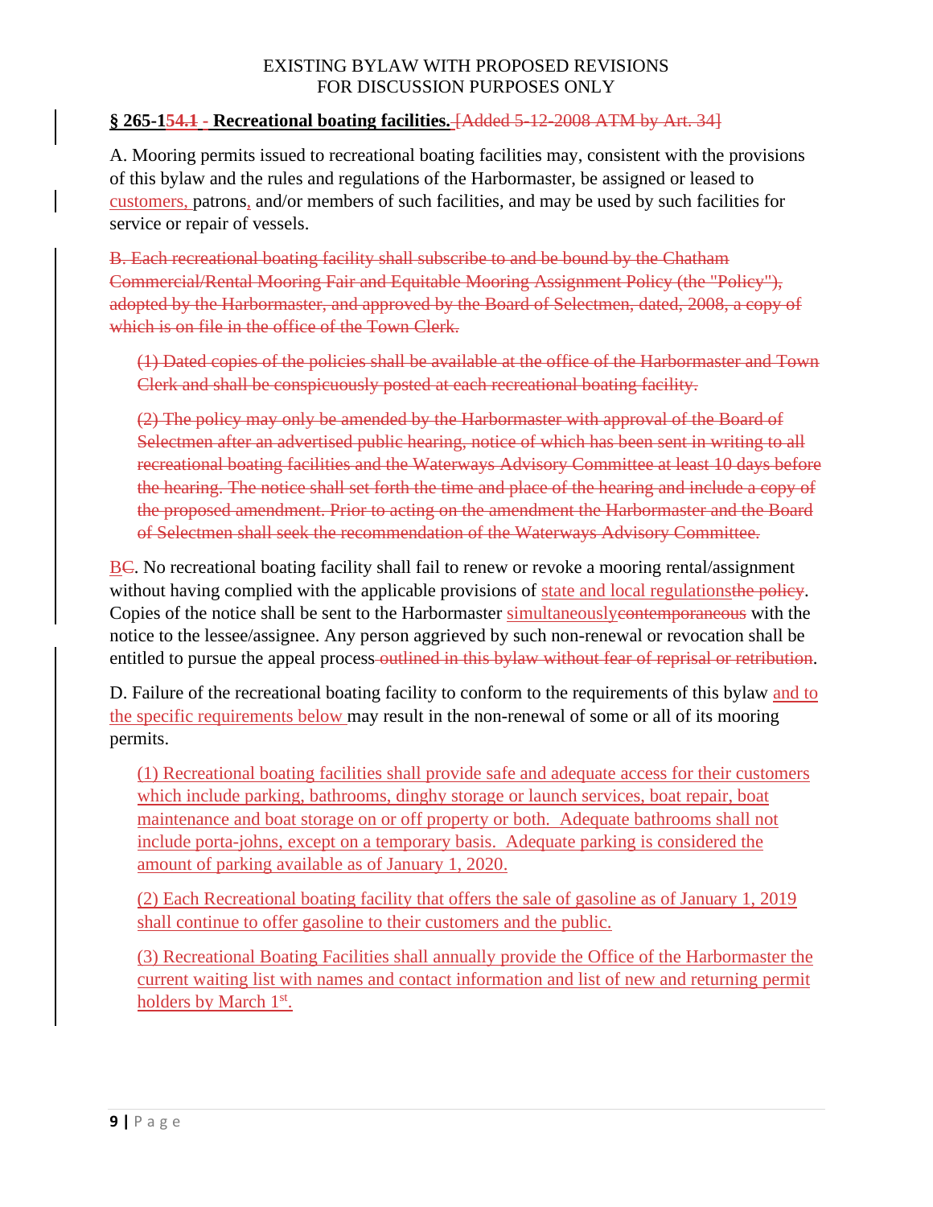EXISTING BYLAW WITH PROPOSED REVISIONS
FOR DISCUSSION PURPOSES ONLY

**§ 265-1~~54.1~~ - Recreational boating facilities.** ~~[Added 5-12-2008 ATM by Art. 34]~~

A. Mooring permits issued to recreational boating facilities may, consistent with the provisions of this bylaw and the rules and regulations of the Harbormaster, be assigned or leased to customers, patrons, and/or members of such facilities, and may be used by such facilities for service or repair of vessels.

~~B. Each recreational boating facility shall subscribe to and be bound by the Chatham Commercial/Rental Mooring Fair and Equitable Mooring Assignment Policy (the "Policy"), adopted by the Harbormaster, and approved by the Board of Selectmen, dated, 2008, a copy of which is on file in the office of the Town Clerk.~~

> ~~(1) Dated copies of the policies shall be available at the office of the Harbormaster and Town Clerk and shall be conspicuously posted at each recreational boating facility.~~
>
> ~~(2) The policy may only be amended by the Harbormaster with approval of the Board of Selectmen after an advertised public hearing, notice of which has been sent in writing to all recreational boating facilities and the Waterways Advisory Committee at least 10 days before the hearing. The notice shall set forth the time and place of the hearing and include a copy of the proposed amendment. Prior to acting on the amendment the Harbormaster and the Board of Selectmen shall seek the recommendation of the Waterways Advisory Committee.~~

B~~C~~. No recreational boating facility shall fail to renew or revoke a mooring rental/assignment without having complied with the applicable provisions of state and local regulations~~the policy~~. Copies of the notice shall be sent to the Harbormaster simultaneously~~contemporaneous~~ with the notice to the lessee/assignee. Any person aggrieved by such non-renewal or revocation shall be entitled to pursue the appeal process ~~outlined in this bylaw without fear of reprisal or retribution~~.

D. Failure of the recreational boating facility to conform to the requirements of this bylaw and to the specific requirements below may result in the non-renewal of some or all of its mooring permits.

> (1) Recreational boating facilities shall provide safe and adequate access for their customers which include parking, bathrooms, dinghy storage or launch services, boat repair, boat maintenance and boat storage on or off property or both. Adequate bathrooms shall not include porta-johns, except on a temporary basis. Adequate parking is considered the amount of parking available as of January 1, 2020.
>
> (2) Each Recreational boating facility that offers the sale of gasoline as of January 1, 2019 shall continue to offer gasoline to their customers and the public.
>
> (3) Recreational Boating Facilities shall annually provide the Office of the Harbormaster the current waiting list with names and contact information and list of new and returning permit holders by March 1st.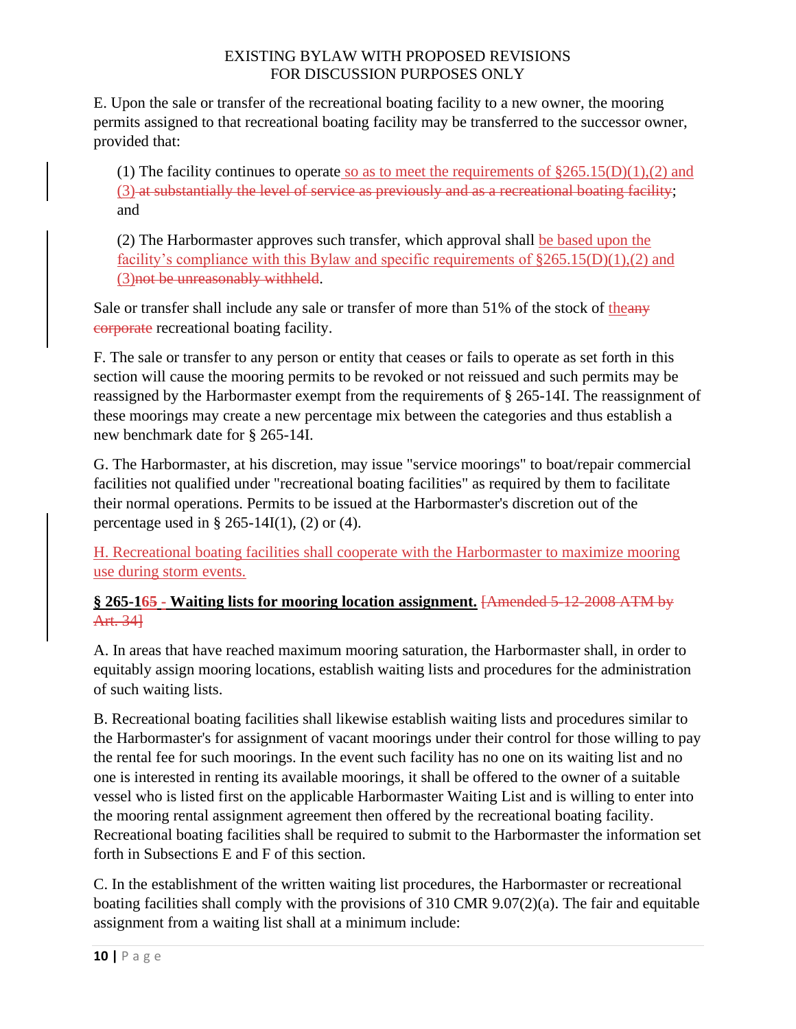EXISTING BYLAW WITH PROPOSED REVISIONS
FOR DISCUSSION PURPOSES ONLY

E. Upon the sale or transfer of the recreational boating facility to a new owner, the mooring permits assigned to that recreational boating facility may be transferred to the successor owner, provided that:

(1) The facility continues to operate so as to meet the requirements of §265.15(D)(1),(2) and (3) ~~at substantially the level of service as previously and as a recreational boating facility~~; and

(2) The Harbormaster approves such transfer, which approval shall be based upon the facility's compliance with this Bylaw and specific requirements of §265.15(D)(1),(2) and (3)~~not be unreasonably withheld~~.

Sale or transfer shall include any sale or transfer of more than 51% of the stock of the~~any corporate~~ recreational boating facility.

F. The sale or transfer to any person or entity that ceases or fails to operate as set forth in this section will cause the mooring permits to be revoked or not reissued and such permits may be reassigned by the Harbormaster exempt from the requirements of § 265-14I. The reassignment of these moorings may create a new percentage mix between the categories and thus establish a new benchmark date for § 265-14I.

G. The Harbormaster, at his discretion, may issue "service moorings" to boat/repair commercial facilities not qualified under "recreational boating facilities" as required by them to facilitate their normal operations. Permits to be issued at the Harbormaster's discretion out of the percentage used in § 265-14I(1), (2) or (4).

H. Recreational boating facilities shall cooperate with the Harbormaster to maximize mooring use during storm events.

**§ 265-16~~5~~ ~~-~~ Waiting lists for mooring location assignment.** ~~[Amended 5-12-2008 ATM by Art. 34]~~

A. In areas that have reached maximum mooring saturation, the Harbormaster shall, in order to equitably assign mooring locations, establish waiting lists and procedures for the administration of such waiting lists.

B. Recreational boating facilities shall likewise establish waiting lists and procedures similar to the Harbormaster's for assignment of vacant moorings under their control for those willing to pay the rental fee for such moorings. In the event such facility has no one on its waiting list and no one is interested in renting its available moorings, it shall be offered to the owner of a suitable vessel who is listed first on the applicable Harbormaster Waiting List and is willing to enter into the mooring rental assignment agreement then offered by the recreational boating facility. Recreational boating facilities shall be required to submit to the Harbormaster the information set forth in Subsections E and F of this section.

C. In the establishment of the written waiting list procedures, the Harbormaster or recreational boating facilities shall comply with the provisions of 310 CMR 9.07(2)(a). The fair and equitable assignment from a waiting list shall at a minimum include: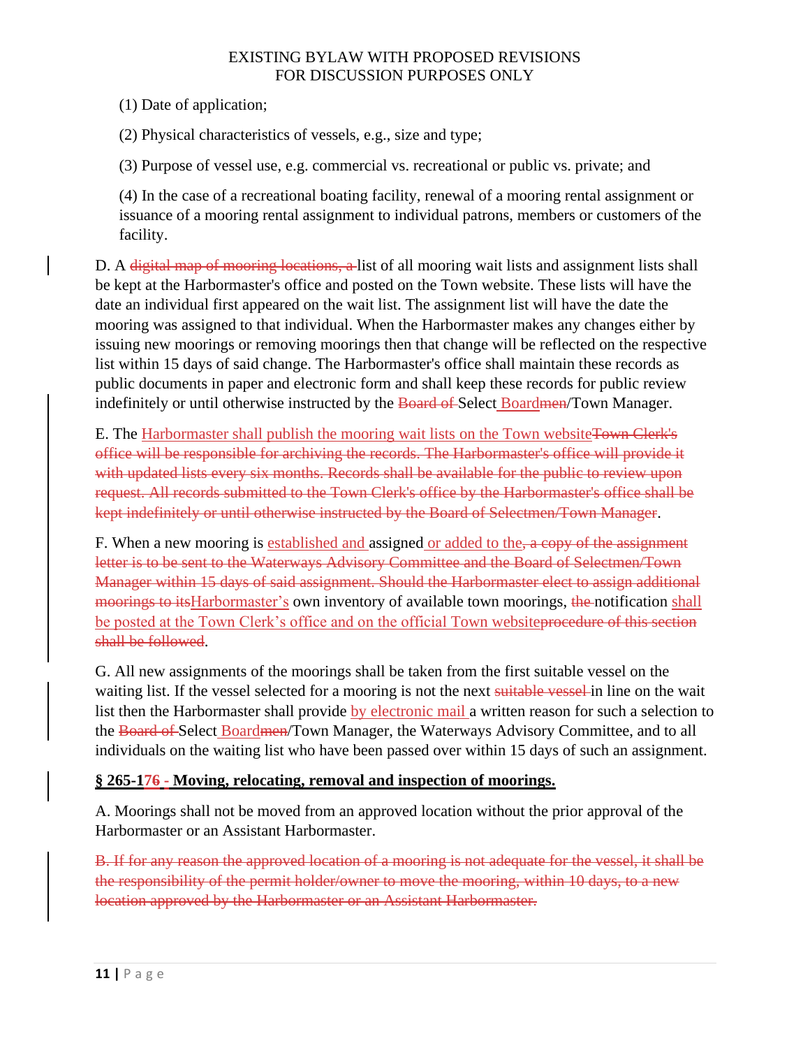(1) Date of application;

(2) Physical characteristics of vessels, e.g., size and type;

(3) Purpose of vessel use, e.g. commercial vs. recreational or public vs. private; and

(4) In the case of a recreational boating facility, renewal of a mooring rental assignment or issuance of a mooring rental assignment to individual patrons, members or customers of the facility.

D. A ~~digital map of mooring locations, a~~ list of all mooring wait lists and assignment lists shall be kept at the Harbormaster's office and posted on the Town website. These lists will have the date an individual first appeared on the wait list. The assignment list will have the date the mooring was assigned to that individual. When the Harbormaster makes any changes either by issuing new moorings or removing moorings then that change will be reflected on the respective list within 15 days of said change. The Harbormaster's office shall maintain these records as public documents in paper and electronic form and shall keep these records for public review indefinitely or until otherwise instructed by the ~~Board of~~ Select Board~~men~~/Town Manager.

E. The Harbormaster shall publish the mooring wait lists on the Town website~~Town Clerk's office will be responsible for archiving the records. The Harbormaster's office will provide it with updated lists every six months. Records shall be available for the public to review upon request. All records submitted to the Town Clerk's office by the Harbormaster's office shall be kept indefinitely or until otherwise instructed by the Board of Selectmen/Town Manager~~.

F. When a new mooring is established and assigned or added to the~~, a copy of the assignment letter is to be sent to the Waterways Advisory Committee and the Board of Selectmen/Town Manager within 15 days of said assignment. Should the Harbormaster elect to assign additional moorings to its~~Harbormaster's own inventory of available town moorings, ~~the~~ notification shall be posted at the Town Clerk's office and on the official Town website~~procedure of this section shall be followed~~.

G. All new assignments of the moorings shall be taken from the first suitable vessel on the waiting list. If the vessel selected for a mooring is not the next ~~suitable vessel~~ in line on the wait list then the Harbormaster shall provide by electronic mail a written reason for such a selection to the ~~Board of~~ Select Board~~men~~/Town Manager, the Waterways Advisory Committee, and to all individuals on the waiting list who have been passed over within 15 days of such an assignment.

## § 265-17~~6~~ - Moving, relocating, removal and inspection of moorings.

A. Moorings shall not be moved from an approved location without the prior approval of the Harbormaster or an Assistant Harbormaster.

~~B. If for any reason the approved location of a mooring is not adequate for the vessel, it shall be the responsibility of the permit holder/owner to move the mooring, within 10 days, to a new location approved by the Harbormaster or an Assistant Harbormaster.~~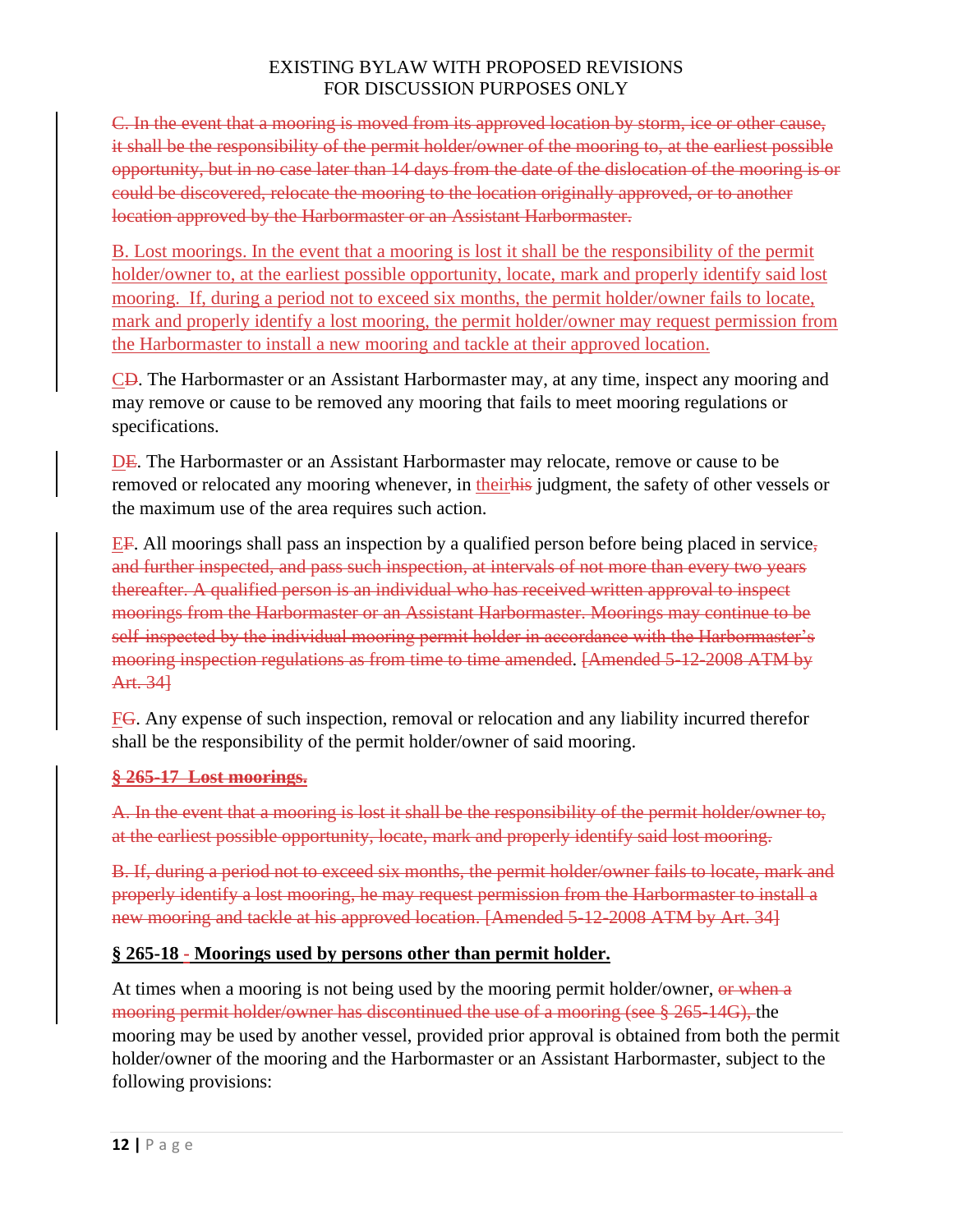~~C. In the event that a mooring is moved from its approved location by storm, ice or other cause, it shall be the responsibility of the permit holder/owner of the mooring to, at the earliest possible opportunity, but in no case later than 14 days from the date of the dislocation of the mooring is or could be discovered, relocate the mooring to the location originally approved, or to another location approved by the Harbormaster or an Assistant Harbormaster.~~

B. Lost moorings. In the event that a mooring is lost it shall be the responsibility of the permit holder/owner to, at the earliest possible opportunity, locate, mark and properly identify said lost mooring. If, during a period not to exceed six months, the permit holder/owner fails to locate, mark and properly identify a lost mooring, the permit holder/owner may request permission from the Harbormaster to install a new mooring and tackle at their approved location.

C~~D~~. The Harbormaster or an Assistant Harbormaster may, at any time, inspect any mooring and may remove or cause to be removed any mooring that fails to meet mooring regulations or specifications.

D~~E~~. The Harbormaster or an Assistant Harbormaster may relocate, remove or cause to be removed or relocated any mooring whenever, in their~~his~~ judgment, the safety of other vessels or the maximum use of the area requires such action.

E~~F~~. All moorings shall pass an inspection by a qualified person before being placed in service~~, and further inspected, and pass such inspection, at intervals of not more than every two years thereafter. A qualified person is an individual who has received written approval to inspect moorings from the Harbormaster or an Assistant Harbormaster. Moorings may continue to be self-inspected by the individual mooring permit holder in accordance with the Harbormaster's mooring inspection regulations as from time to time amended~~. ~~[Amended 5-12-2008 ATM by Art. 34]~~

F~~G~~. Any expense of such inspection, removal or relocation and any liability incurred therefor shall be the responsibility of the permit holder/owner of said mooring.

~~**§ 265-17 Lost moorings.**~~

~~A. In the event that a mooring is lost it shall be the responsibility of the permit holder/owner to, at the earliest possible opportunity, locate, mark and properly identify said lost mooring.~~

~~B. If, during a period not to exceed six months, the permit holder/owner fails to locate, mark and properly identify a lost mooring, he may request permission from the Harbormaster to install a new mooring and tackle at his approved location. [Amended 5-12-2008 ATM by Art. 34]~~

**§ 265-18 - Moorings used by persons other than permit holder.**

At times when a mooring is not being used by the mooring permit holder/owner, ~~or when a mooring permit holder/owner has discontinued the use of a mooring (see § 265-14G),~~ the mooring may be used by another vessel, provided prior approval is obtained from both the permit holder/owner of the mooring and the Harbormaster or an Assistant Harbormaster, subject to the following provisions: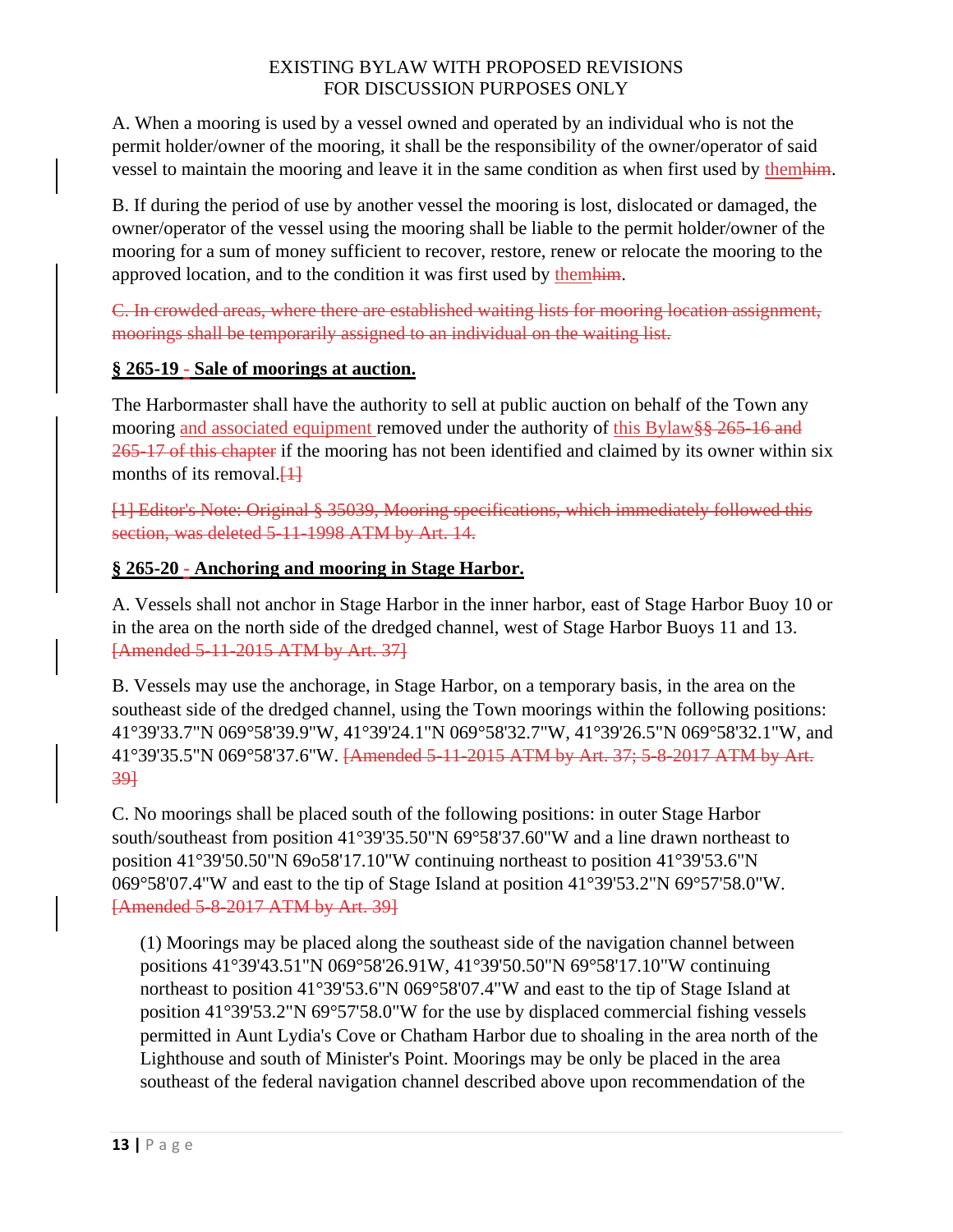EXISTING BYLAW WITH PROPOSED REVISIONS
FOR DISCUSSION PURPOSES ONLY

A. When a mooring is used by a vessel owned and operated by an individual who is not the permit holder/owner of the mooring, it shall be the responsibility of the owner/operator of said vessel to maintain the mooring and leave it in the same condition as when first used by themhim.

B. If during the period of use by another vessel the mooring is lost, dislocated or damaged, the owner/operator of the vessel using the mooring shall be liable to the permit holder/owner of the mooring for a sum of money sufficient to recover, restore, renew or relocate the mooring to the approved location, and to the condition it was first used by themhim.

~~C. In crowded areas, where there are established waiting lists for mooring location assignment, moorings shall be temporarily assigned to an individual on the waiting list.~~

**§ 265-19 - Sale of moorings at auction.**

The Harbormaster shall have the authority to sell at public auction on behalf of the Town any mooring and associated equipment removed under the authority of this Bylaw~~§§ 265-16 and 265-17 of this chapter~~ if the mooring has not been identified and claimed by its owner within six months of its removal.~~[1]~~

~~[1] Editor's Note: Original § 35039, Mooring specifications, which immediately followed this section, was deleted 5-11-1998 ATM by Art. 14.~~

**§ 265-20 - Anchoring and mooring in Stage Harbor.**

A. Vessels shall not anchor in Stage Harbor in the inner harbor, east of Stage Harbor Buoy 10 or in the area on the north side of the dredged channel, west of Stage Harbor Buoys 11 and 13. ~~[Amended 5-11-2015 ATM by Art. 37]~~

B. Vessels may use the anchorage, in Stage Harbor, on a temporary basis, in the area on the southeast side of the dredged channel, using the Town moorings within the following positions: 41°39'33.7"N 069°58'39.9"W, 41°39'24.1"N 069°58'32.7"W, 41°39'26.5"N 069°58'32.1"W, and 41°39'35.5"N 069°58'37.6"W. ~~[Amended 5-11-2015 ATM by Art. 37; 5-8-2017 ATM by Art. 39]~~

C. No moorings shall be placed south of the following positions: in outer Stage Harbor south/southeast from position 41°39'35.50"N 69°58'37.60"W and a line drawn northeast to position 41°39'50.50"N 69o58'17.10"W continuing northeast to position 41°39'53.6"N 069°58'07.4"W and east to the tip of Stage Island at position 41°39'53.2"N 69°57'58.0"W. ~~[Amended 5-8-2017 ATM by Art. 39]~~

(1) Moorings may be placed along the southeast side of the navigation channel between positions 41°39'43.51"N 069°58'26.91W, 41°39'50.50"N 69°58'17.10"W continuing northeast to position 41°39'53.6"N 069°58'07.4"W and east to the tip of Stage Island at position 41°39'53.2"N 69°57'58.0"W for the use by displaced commercial fishing vessels permitted in Aunt Lydia's Cove or Chatham Harbor due to shoaling in the area north of the Lighthouse and south of Minister's Point. Moorings may be only be placed in the area southeast of the federal navigation channel described above upon recommendation of the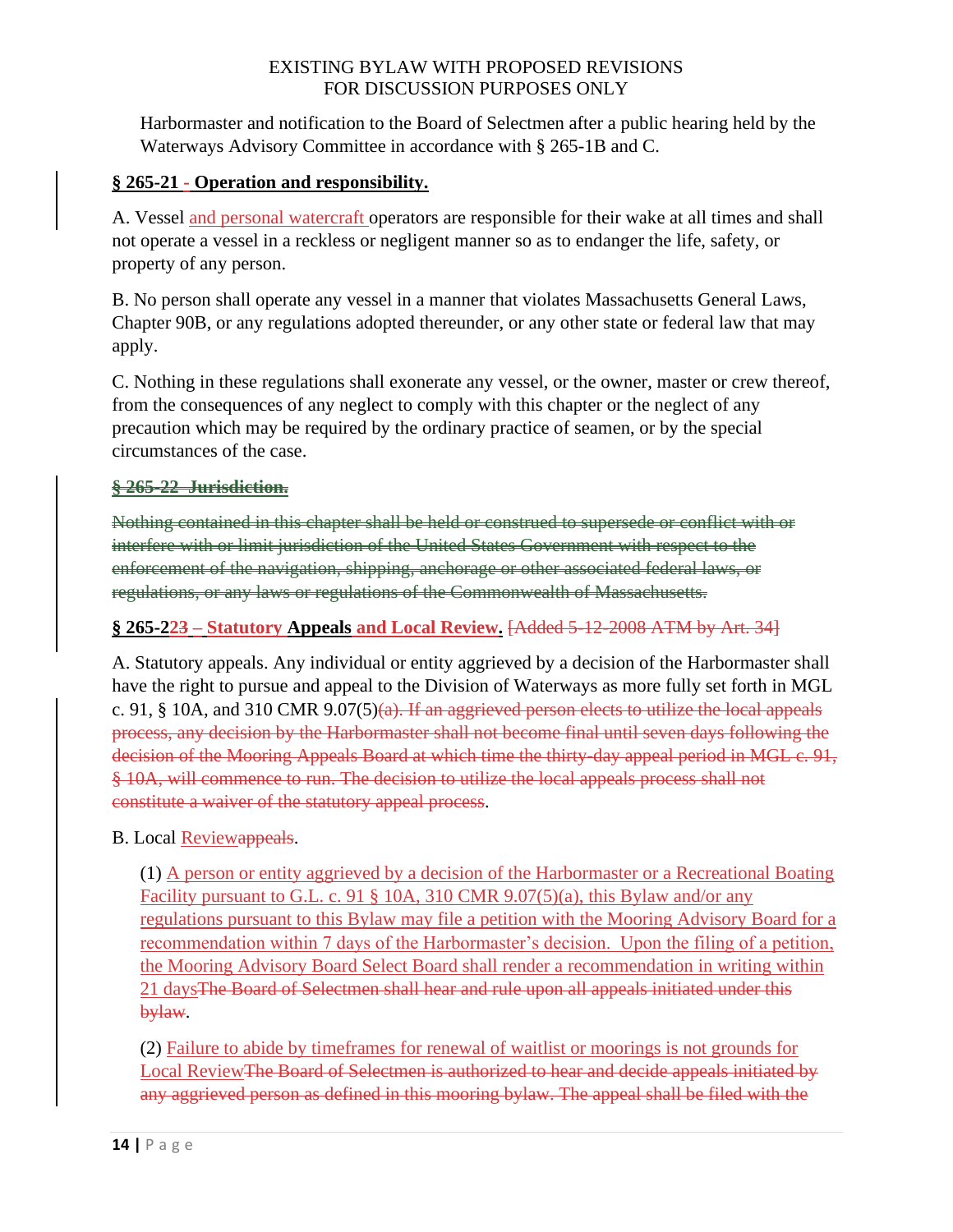Harbormaster and notification to the Board of Selectmen after a public hearing held by the Waterways Advisory Committee in accordance with § 265-1B and C.

**§ 265-21 - Operation and responsibility.**

A. Vessel and personal watercraft operators are responsible for their wake at all times and shall not operate a vessel in a reckless or negligent manner so as to endanger the life, safety, or property of any person.

B. No person shall operate any vessel in a manner that violates Massachusetts General Laws, Chapter 90B, or any regulations adopted thereunder, or any other state or federal law that may apply.

C. Nothing in these regulations shall exonerate any vessel, or the owner, master or crew thereof, from the consequences of any neglect to comply with this chapter or the neglect of any precaution which may be required by the ordinary practice of seamen, or by the special circumstances of the case.

~~**§ 265-22 Jurisdiction.**~~

~~Nothing contained in this chapter shall be held or construed to supersede or conflict with or interfere with or limit jurisdiction of the United States Government with respect to the enforcement of the navigation, shipping, anchorage or other associated federal laws, or regulations, or any laws or regulations of the Commonwealth of Massachusetts.~~

**§ 265-2~~2~~3 – Statutory Appeals and Local Review.** ~~[Added 5-12-2008 ATM by Art. 34]~~

A. Statutory appeals. Any individual or entity aggrieved by a decision of the Harbormaster shall have the right to pursue and appeal to the Division of Waterways as more fully set forth in MGL c. 91, § 10A, and 310 CMR 9.07(5)~~(a). If an aggrieved person elects to utilize the local appeals process, any decision by the Harbormaster shall not become final until seven days following the decision of the Mooring Appeals Board at which time the thirty-day appeal period in MGL c. 91, § 10A, will commence to run. The decision to utilize the local appeals process shall not constitute a waiver of the statutory appeal process~~.

B. Local Review~~appeals~~.

(1) A person or entity aggrieved by a decision of the Harbormaster or a Recreational Boating Facility pursuant to G.L. c. 91 § 10A, 310 CMR 9.07(5)(a), this Bylaw and/or any regulations pursuant to this Bylaw may file a petition with the Mooring Advisory Board for a recommendation within 7 days of the Harbormaster's decision. Upon the filing of a petition, the Mooring Advisory Board Select Board shall render a recommendation in writing within 21 days~~The Board of Selectmen shall hear and rule upon all appeals initiated under this bylaw~~.

(2) Failure to abide by timeframes for renewal of waitlist or moorings is not grounds for Local Review~~The Board of Selectmen is authorized to hear and decide appeals initiated by any aggrieved person as defined in this mooring bylaw. The appeal shall be filed with the~~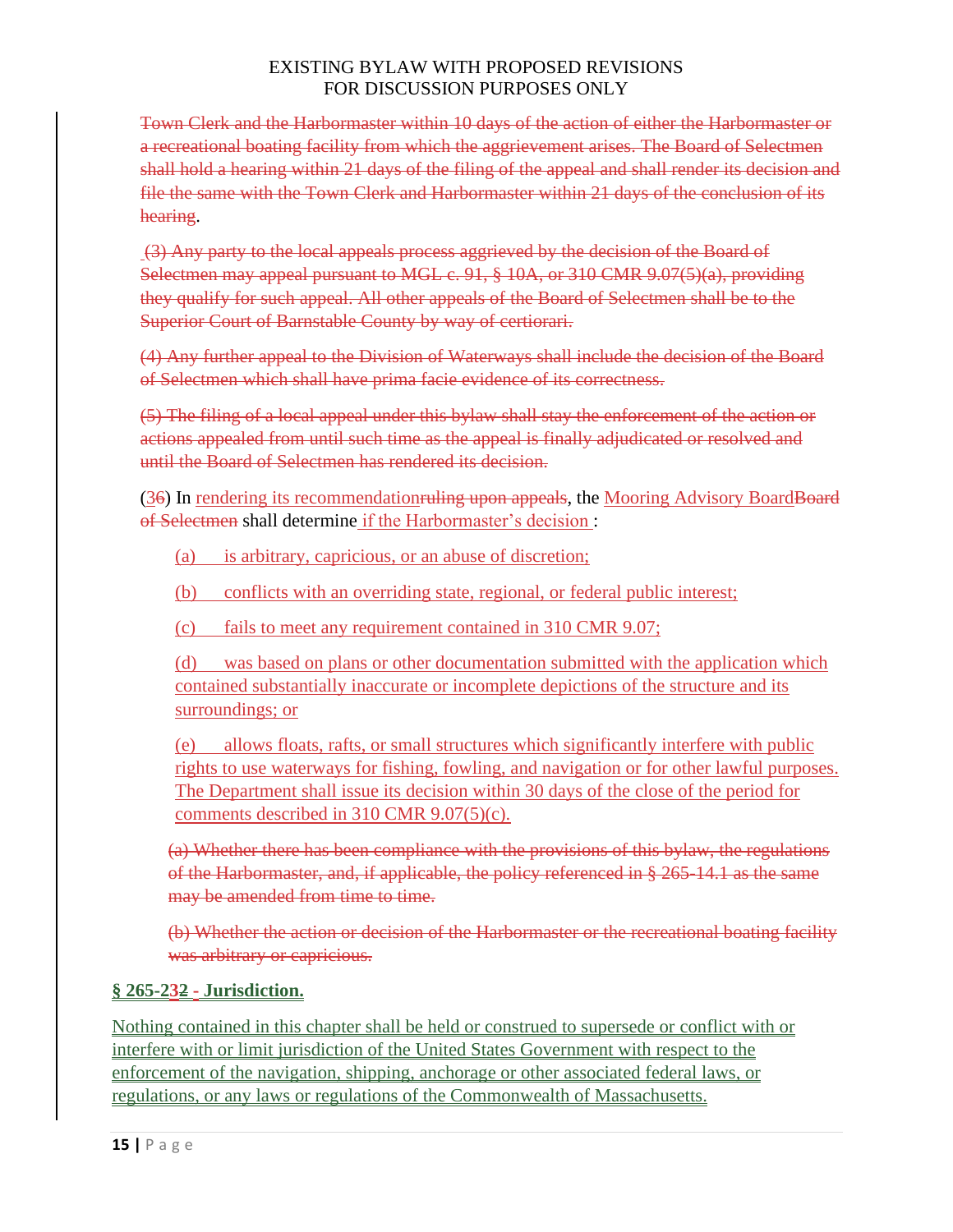Town Clerk and the Harbormaster within 10 days of the action of either the Harbormaster or a recreational boating facility from which the aggrievement arises. The Board of Selectmen shall hold a hearing within 21 days of the filing of the appeal and shall render its decision and file the same with the Town Clerk and Harbormaster within 21 days of the conclusion of its hearing.

(3) Any party to the local appeals process aggrieved by the decision of the Board of Selectmen may appeal pursuant to MGL c. 91, § 10A, or 310 CMR 9.07(5)(a), providing they qualify for such appeal. All other appeals of the Board of Selectmen shall be to the Superior Court of Barnstable County by way of certiorari.

(4) Any further appeal to the Division of Waterways shall include the decision of the Board of Selectmen which shall have prima facie evidence of its correctness.

(5) The filing of a local appeal under this bylaw shall stay the enforcement of the action or actions appealed from until such time as the appeal is finally adjudicated or resolved and until the Board of Selectmen has rendered its decision.

(36) In rendering its recommendationruling upon appeals, the Mooring Advisory BoardBoard of Selectmen shall determine if the Harbormaster's decision :

(a) is arbitrary, capricious, or an abuse of discretion;

(b) conflicts with an overriding state, regional, or federal public interest;

(c) fails to meet any requirement contained in 310 CMR 9.07;

(d) was based on plans or other documentation submitted with the application which contained substantially inaccurate or incomplete depictions of the structure and its surroundings; or

(e) allows floats, rafts, or small structures which significantly interfere with public rights to use waterways for fishing, fowling, and navigation or for other lawful purposes. The Department shall issue its decision within 30 days of the close of the period for comments described in 310 CMR 9.07(5)(c).

(a) Whether there has been compliance with the provisions of this bylaw, the regulations of the Harbormaster, and, if applicable, the policy referenced in § 265-14.1 as the same may be amended from time to time.

(b) Whether the action or decision of the Harbormaster or the recreational boating facility was arbitrary or capricious.

### § 265-232 - Jurisdiction.

Nothing contained in this chapter shall be held or construed to supersede or conflict with or interfere with or limit jurisdiction of the United States Government with respect to the enforcement of the navigation, shipping, anchorage or other associated federal laws, or regulations, or any laws or regulations of the Commonwealth of Massachusetts.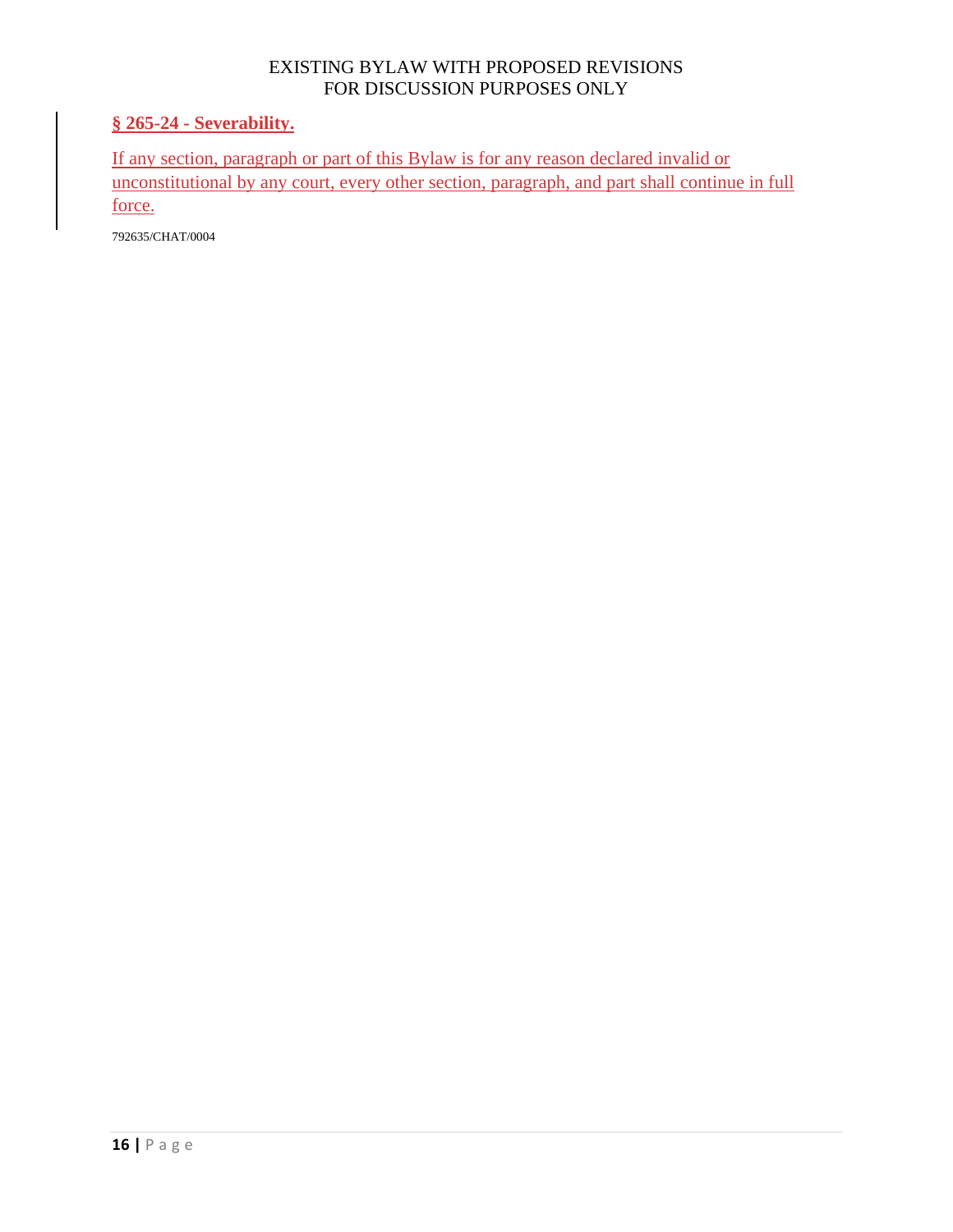**§ 265-24 - Severability.**

If any section, paragraph or part of this Bylaw is for any reason declared invalid or unconstitutional by any court, every other section, paragraph, and part shall continue in full force.

792635/CHAT/0004